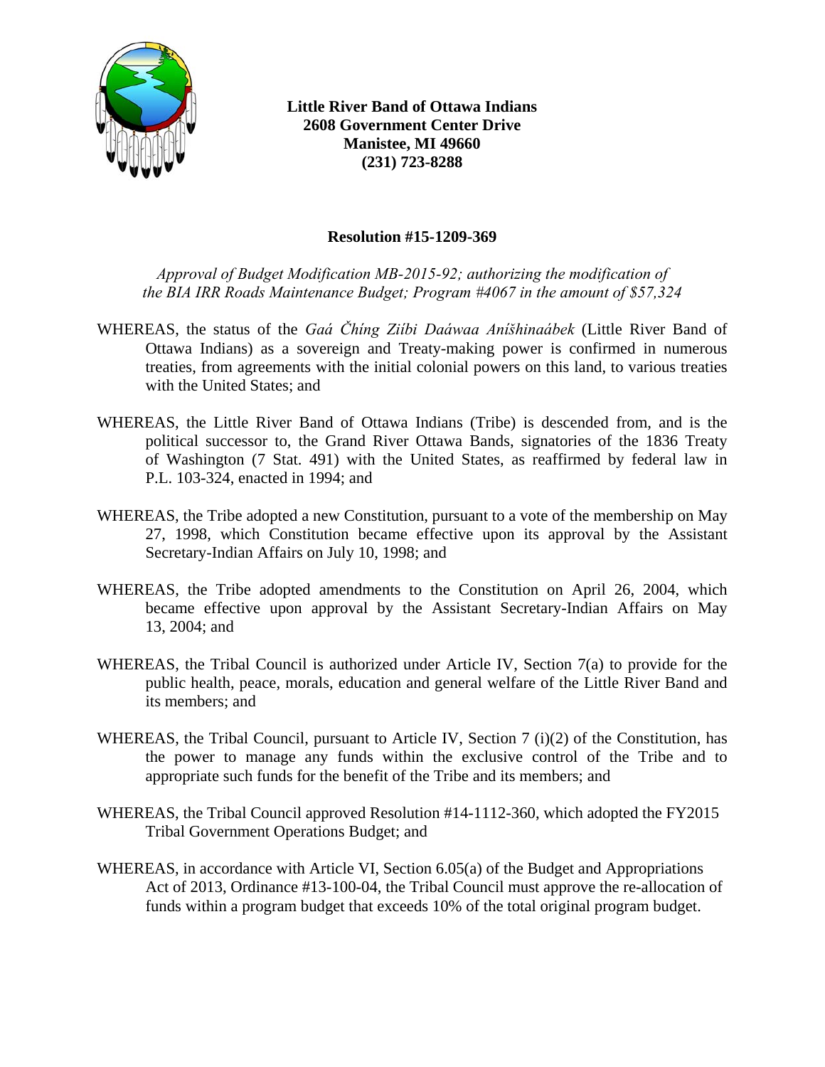**Little River Band of Ottawa Indians**
**2608 Government Center Drive**
**Manistee, MI 49660**
**(231) 723-8288**

## Resolution #15-1209-369

*Approval of Budget Modification MB-2015-92; authorizing the modification of the BIA IRR Roads Maintenance Budget; Program #4067 in the amount of $57,324*

WHEREAS, the status of the *Gaá Čhíng Ziíbi Daáwaa Aníšhinaábek* (Little River Band of Ottawa Indians) as a sovereign and Treaty-making power is confirmed in numerous treaties, from agreements with the initial colonial powers on this land, to various treaties with the United States; and

WHEREAS, the Little River Band of Ottawa Indians (Tribe) is descended from, and is the political successor to, the Grand River Ottawa Bands, signatories of the 1836 Treaty of Washington (7 Stat. 491) with the United States, as reaffirmed by federal law in P.L. 103-324, enacted in 1994; and

WHEREAS, the Tribe adopted a new Constitution, pursuant to a vote of the membership on May 27, 1998, which Constitution became effective upon its approval by the Assistant Secretary-Indian Affairs on July 10, 1998; and

WHEREAS, the Tribe adopted amendments to the Constitution on April 26, 2004, which became effective upon approval by the Assistant Secretary-Indian Affairs on May 13, 2004; and

WHEREAS, the Tribal Council is authorized under Article IV, Section 7(a) to provide for the public health, peace, morals, education and general welfare of the Little River Band and its members; and

WHEREAS, the Tribal Council, pursuant to Article IV, Section 7 (i)(2) of the Constitution, has the power to manage any funds within the exclusive control of the Tribe and to appropriate such funds for the benefit of the Tribe and its members; and

WHEREAS, the Tribal Council approved Resolution #14-1112-360, which adopted the FY2015 Tribal Government Operations Budget; and

WHEREAS, in accordance with Article VI, Section 6.05(a) of the Budget and Appropriations Act of 2013, Ordinance #13-100-04, the Tribal Council must approve the re-allocation of funds within a program budget that exceeds 10% of the total original program budget.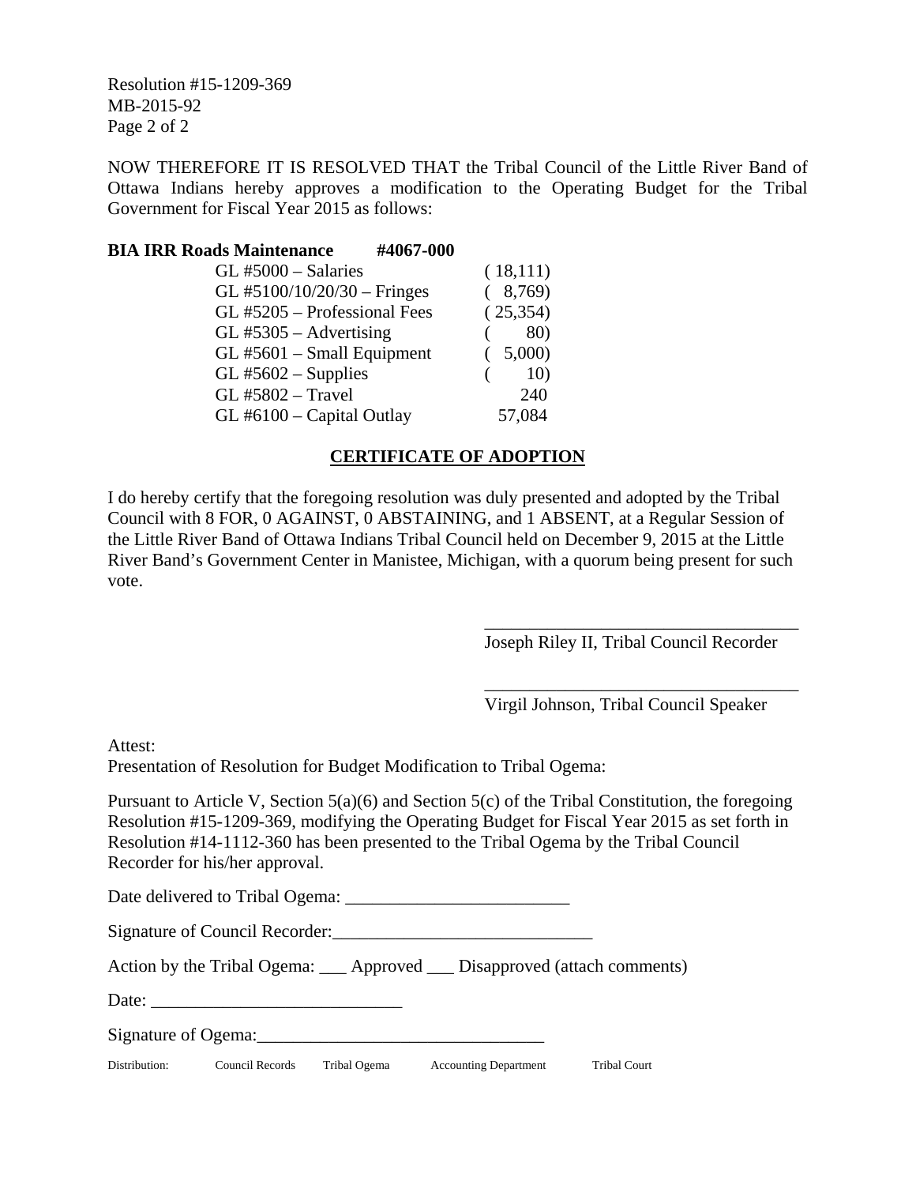Resolution #15-1209-369
MB-2015-92

NOW THEREFORE IT IS RESOLVED THAT the Tribal Council of the Little River Band of Ottawa Indians hereby approves a modification to the Operating Budget for the Tribal Government for Fiscal Year 2015 as follows:

**BIA IRR Roads Maintenance #4067-000**

| | |
|---|---|
| GL #5000 – Salaries | ( 18,111) |
| GL #5100/10/20/30 – Fringes | ( 8,769) |
| GL #5205 – Professional Fees | ( 25,354) |
| GL #5305 – Advertising | ( 80) |
| GL #5601 – Small Equipment | ( 5,000) |
| GL #5602 – Supplies | ( 10) |
| GL #5802 – Travel | 240 |
| GL #6100 – Capital Outlay | 57,084 |

## CERTIFICATE OF ADOPTION

I do hereby certify that the foregoing resolution was duly presented and adopted by the Tribal Council with 8 FOR, 0 AGAINST, 0 ABSTAINING, and 1 ABSENT, at a Regular Session of the Little River Band of Ottawa Indians Tribal Council held on December 9, 2015 at the Little River Band's Government Center in Manistee, Michigan, with a quorum being present for such vote.

___________________________________
Joseph Riley II, Tribal Council Recorder

___________________________________
Virgil Johnson, Tribal Council Speaker

Attest:
Presentation of Resolution for Budget Modification to Tribal Ogema:

Pursuant to Article V, Section 5(a)(6) and Section 5(c) of the Tribal Constitution, the foregoing Resolution #15-1209-369, modifying the Operating Budget for Fiscal Year 2015 as set forth in Resolution #14-1112-360 has been presented to the Tribal Ogema by the Tribal Council Recorder for his/her approval.

Date delivered to Tribal Ogema: _________________________

Signature of Council Recorder:_____________________________

Action by the Tribal Ogema: ___ Approved ___ Disapproved (attach comments)

Date: ____________________________

Signature of Ogema:________________________________

Distribution: Council Records Tribal Ogema Accounting Department Tribal Court